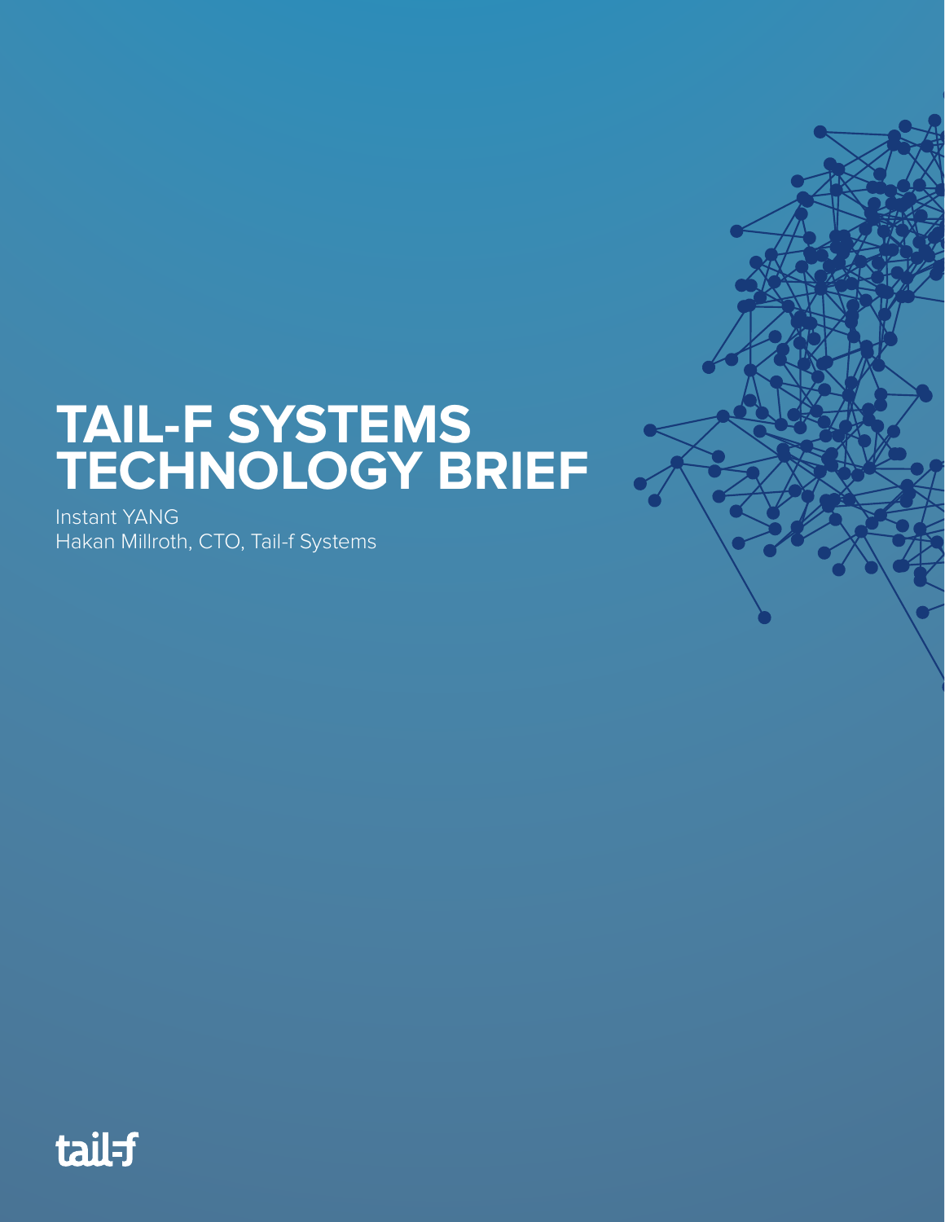# TAIL-F SYSTEMS TECHNOLOGY BRIEF

Instant YANG

Hakan Millroth, CTO, Tail-f Systems

tail-f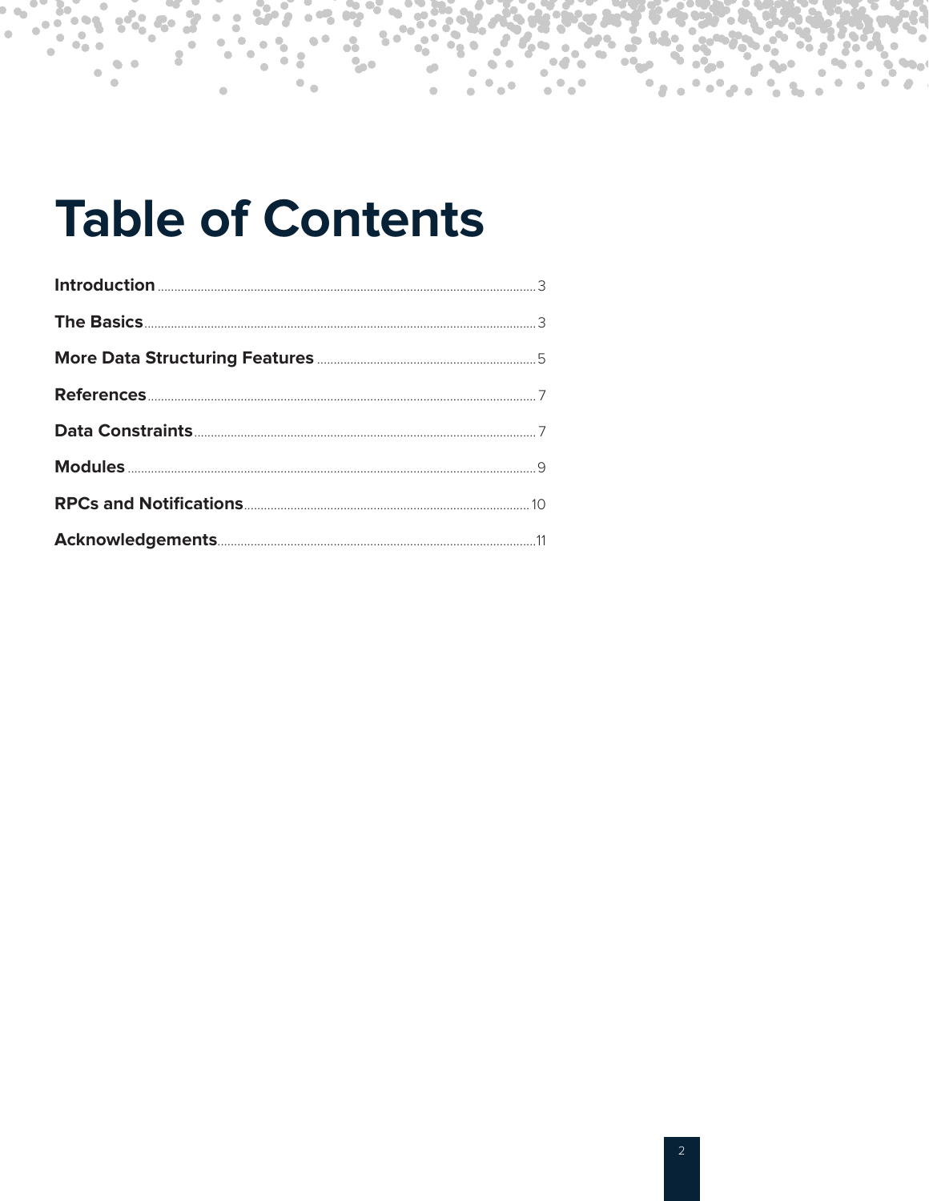# Table of Contents

| | |
|---|---|
| **Introduction** | 3 |
| **The Basics** | 3 |
| **More Data Structuring Features** | 5 |
| **References** | 7 |
| **Data Constraints** | 7 |
| **Modules** | 9 |
| **RPCs and Notifications** | 10 |
| **Acknowledgements** | 11 |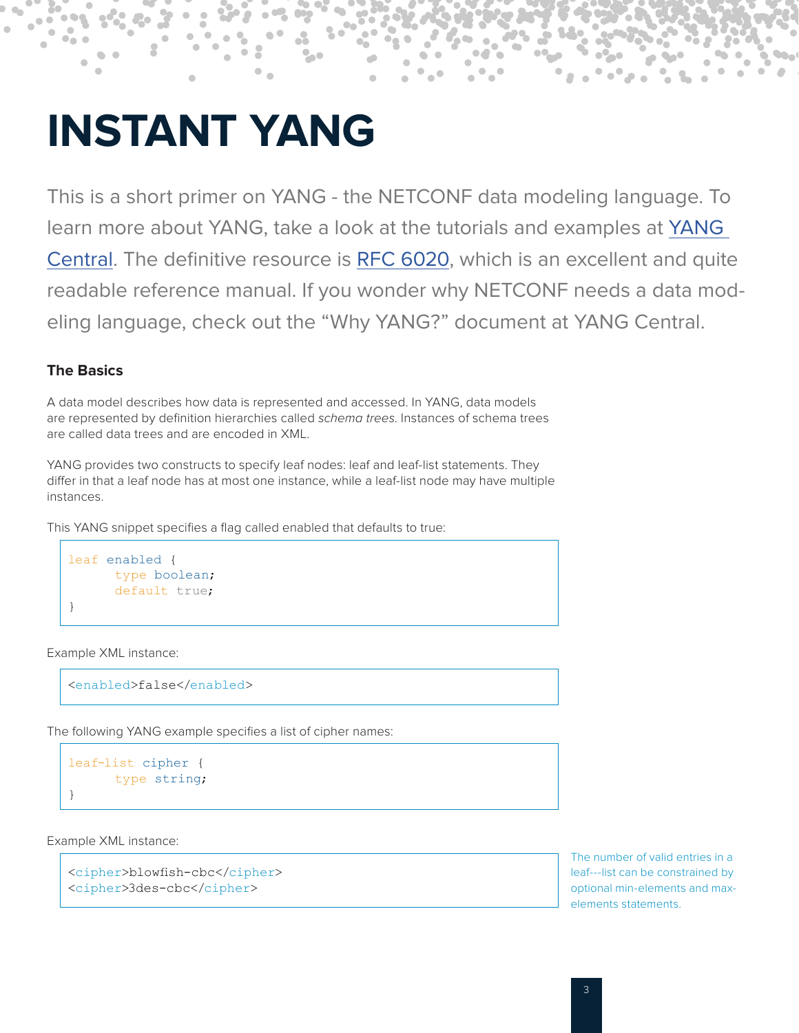# INSTANT YANG

This is a short primer on YANG - the NETCONF data modeling language. To learn more about YANG, take a look at the tutorials and examples at [YANG Central](). The definitive resource is [RFC 6020](), which is an excellent and quite readable reference manual. If you wonder why NETCONF needs a data modeling language, check out the "Why YANG?" document at YANG Central.

### The Basics

A data model describes how data is represented and accessed. In YANG, data models are represented by definition hierarchies called *schema trees*. Instances of schema trees are called data trees and are encoded in XML.

YANG provides two constructs to specify leaf nodes: leaf and leaf-list statements. They differ in that a leaf node has at most one instance, while a leaf-list node may have multiple instances.

This YANG snippet specifies a flag called enabled that defaults to true:

```
leaf enabled {
      type boolean;
      default true;
}
```

Example XML instance:

```
<enabled>false</enabled>
```

The following YANG example specifies a list of cipher names:

```
leaf-list cipher {
      type string;
}
```

Example XML instance:

```
<cipher>blowfish-cbc</cipher>
<cipher>3des-cbc</cipher>
```

The number of valid entries in a leaf---list can be constrained by optional min-elements and max-elements statements.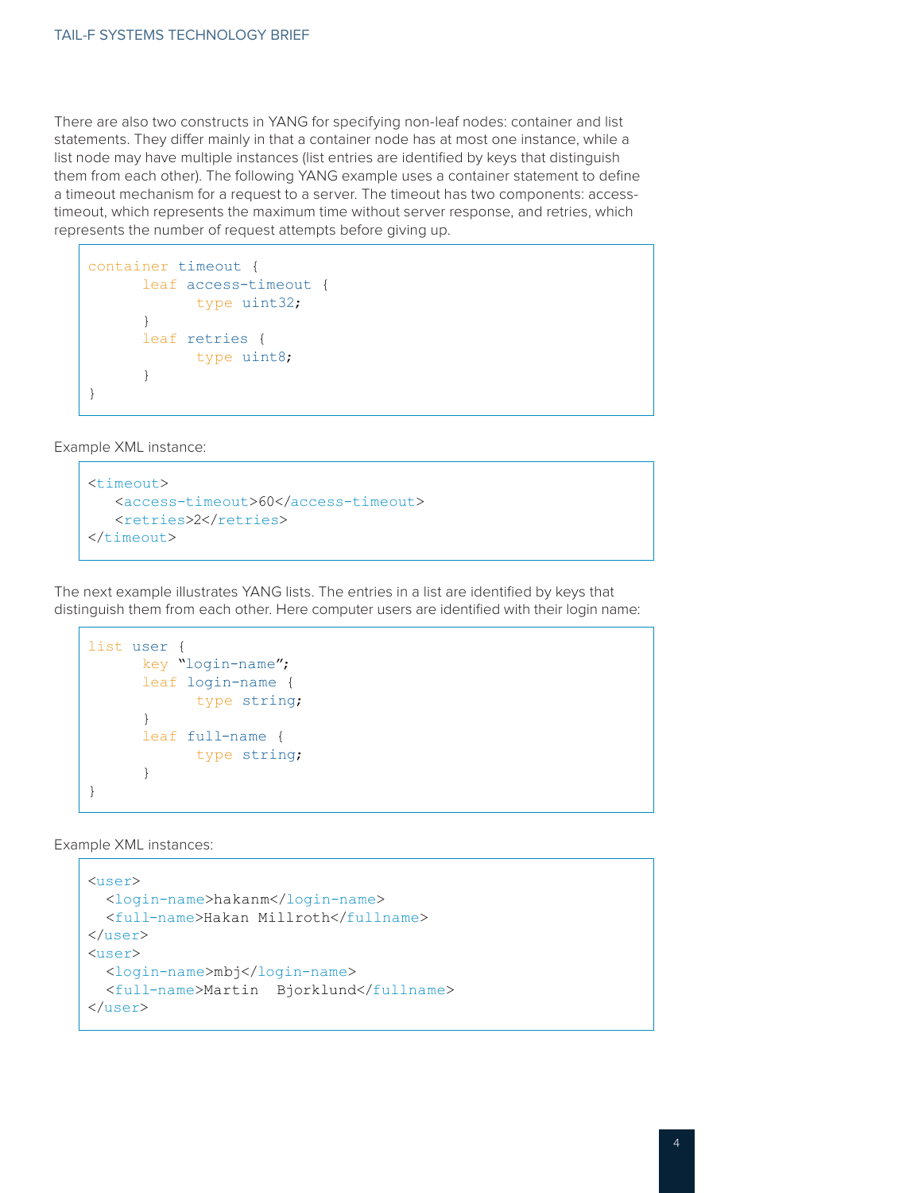There are also two constructs in YANG for specifying non-leaf nodes: container and list statements. They differ mainly in that a container node has at most one instance, while a list node may have multiple instances (list entries are identified by keys that distinguish them from each other). The following YANG example uses a container statement to define a timeout mechanism for a request to a server. The timeout has two components: access-timeout, which represents the maximum time without server response, and retries, which represents the number of request attempts before giving up.

```
container timeout {
      leaf access-timeout {
            type uint32;
      }
      leaf retries {
            type uint8;
      }
}
```

Example XML instance:

```
<timeout>
   <access-timeout>60</access-timeout>
   <retries>2</retries>
</timeout>
```

The next example illustrates YANG lists. The entries in a list are identified by keys that distinguish them from each other. Here computer users are identified with their login name:

```
list user {
      key "login-name";
      leaf login-name {
            type string;
      }
      leaf full-name {
            type string;
      }
}
```

Example XML instances:

```
<user>
  <login-name>hakanm</login-name>
  <full-name>Hakan Millroth</fullname>
</user>
<user>
  <login-name>mbj</login-name>
  <full-name>Martin  Bjorklund</fullname>
</user>
```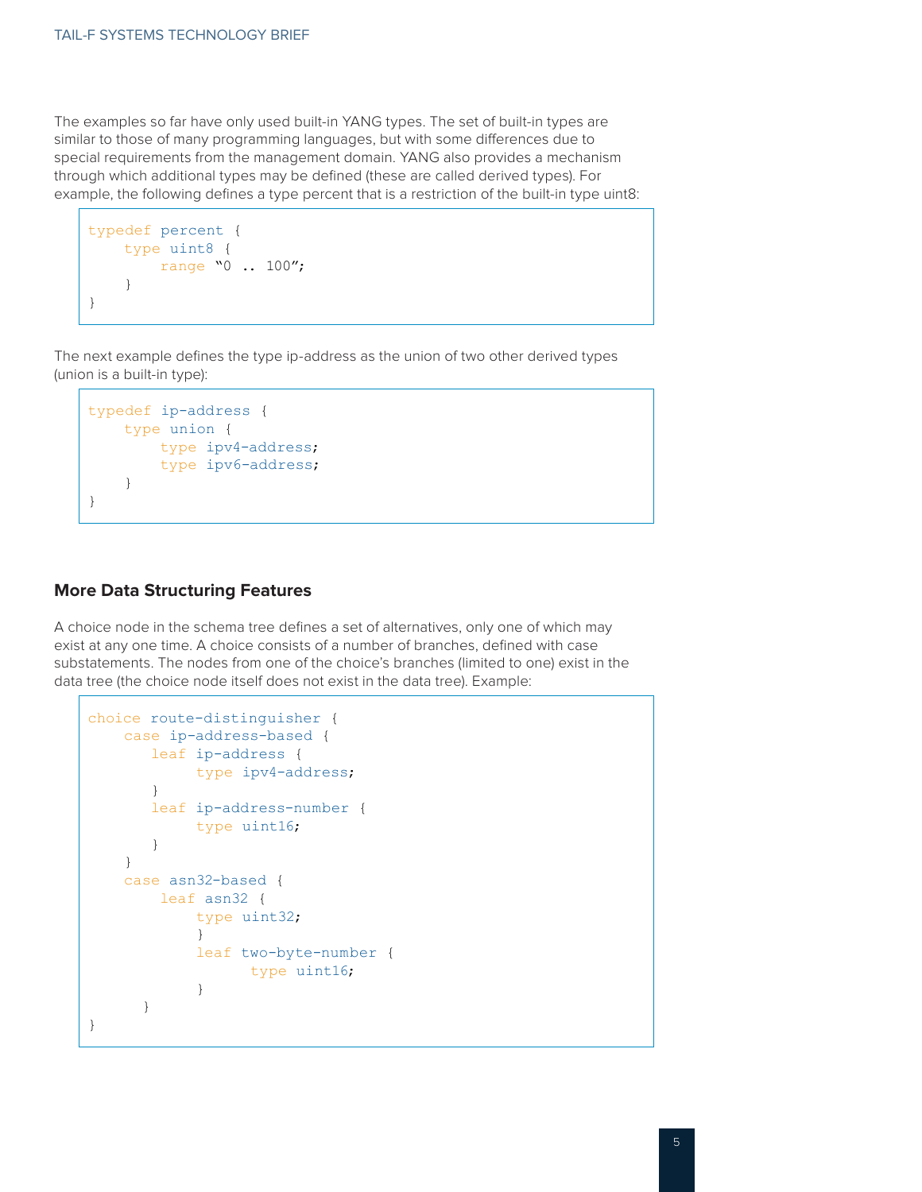The examples so far have only used built-in YANG types. The set of built-in types are similar to those of many programming languages, but with some differences due to special requirements from the management domain. YANG also provides a mechanism through which additional types may be defined (these are called derived types). For example, the following defines a type percent that is a restriction of the built-in type uint8:

```
typedef percent {
    type uint8 {
        range "0 .. 100";
    }
}
```

The next example defines the type ip-address as the union of two other derived types (union is a built-in type):

```
typedef ip-address {
    type union {
        type ipv4-address;
        type ipv6-address;
    }
}
```

## More Data Structuring Features

A choice node in the schema tree defines a set of alternatives, only one of which may exist at any one time. A choice consists of a number of branches, defined with case substatements. The nodes from one of the choice's branches (limited to one) exist in the data tree (the choice node itself does not exist in the data tree). Example:

```
choice route-distinguisher {
    case ip-address-based {
       leaf ip-address {
            type ipv4-address;
       }
       leaf ip-address-number {
            type uint16;
       }
    }
    case asn32-based {
        leaf asn32 {
            type uint32;
            }
            leaf two-byte-number {
                  type uint16;
            }
      }
}
```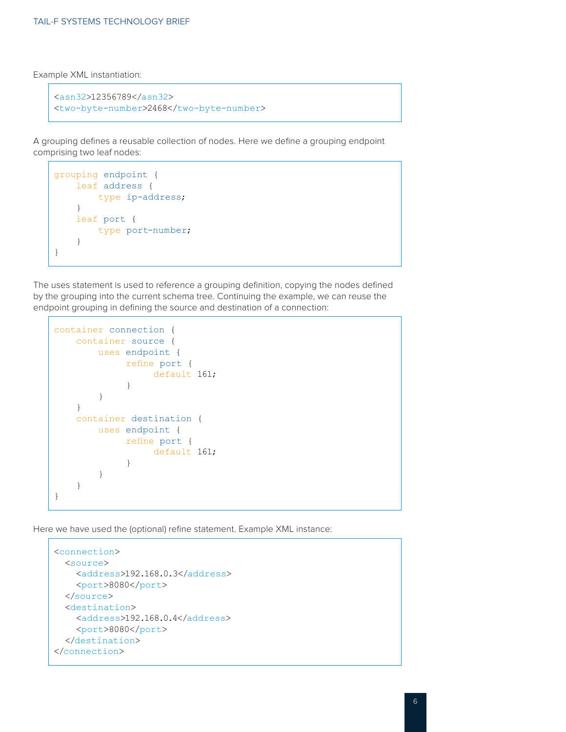Example XML instantiation:

```
<asn32>12356789</asn32>
<two-byte-number>2468</two-byte-number>
```

A grouping defines a reusable collection of nodes. Here we define a grouping endpoint comprising two leaf nodes:

```
grouping endpoint {
    leaf address {
        type ip-address;
    }
    leaf port {
        type port-number;
    }
}
```

The uses statement is used to reference a grouping definition, copying the nodes defined by the grouping into the current schema tree. Continuing the example, we can reuse the endpoint grouping in defining the source and destination of a connection:

```
container connection {
    container source {
        uses endpoint {
             refine port {
                  default 161;
             }
        }
    }
    container destination {
        uses endpoint {
             refine port {
                  default 161;
             }
        }
    }
}
```

Here we have used the (optional) refine statement. Example XML instance:

```
<connection>
  <source>
    <address>192.168.0.3</address>
    <port>8080</port>
  </source>
  <destination>
    <address>192.168.0.4</address>
    <port>8080</port>
  </destination>
</connection>
```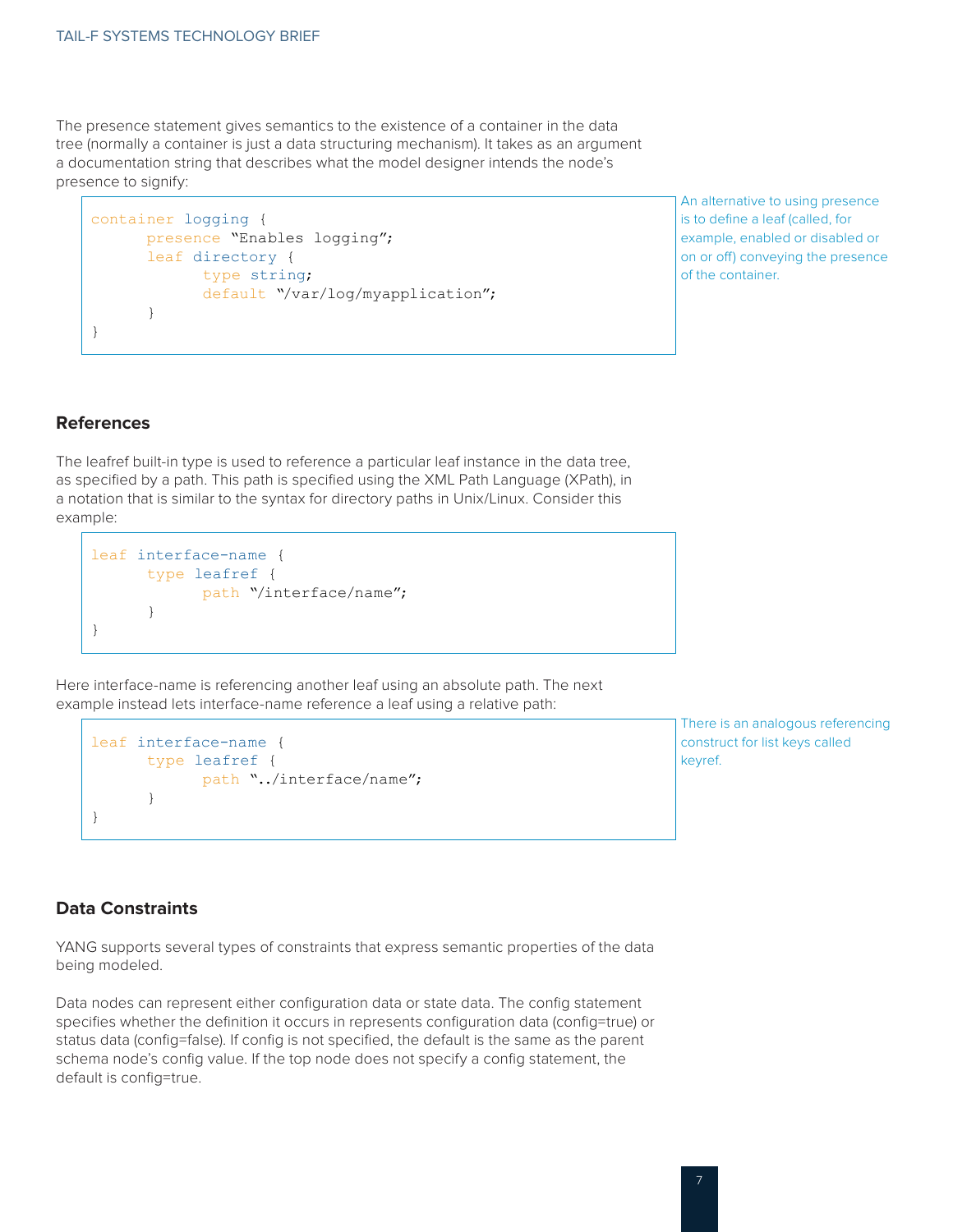The presence statement gives semantics to the existence of a container in the data tree (normally a container is just a data structuring mechanism). It takes as an argument a documentation string that describes what the model designer intends the node's presence to signify:

```
container logging {
      presence "Enables logging";
      leaf directory {
            type string;
            default "/var/log/myapplication";
      }
}
```

An alternative to using presence is to define a leaf (called, for example, enabled or disabled or on or off) conveying the presence of the container.

## References

The leafref built-in type is used to reference a particular leaf instance in the data tree, as specified by a path. This path is specified using the XML Path Language (XPath), in a notation that is similar to the syntax for directory paths in Unix/Linux. Consider this example:

```
leaf interface-name {
      type leafref {
            path "/interface/name";
      }
}
```

Here interface-name is referencing another leaf using an absolute path. The next example instead lets interface-name reference a leaf using a relative path:

```
leaf interface-name {
      type leafref {
            path "../interface/name";
      }
}
```

There is an analogous referencing construct for list keys called keyref.

## Data Constraints

YANG supports several types of constraints that express semantic properties of the data being modeled.

Data nodes can represent either configuration data or state data. The config statement specifies whether the definition it occurs in represents configuration data (config=true) or status data (config=false). If config is not specified, the default is the same as the parent schema node's config value. If the top node does not specify a config statement, the default is config=true.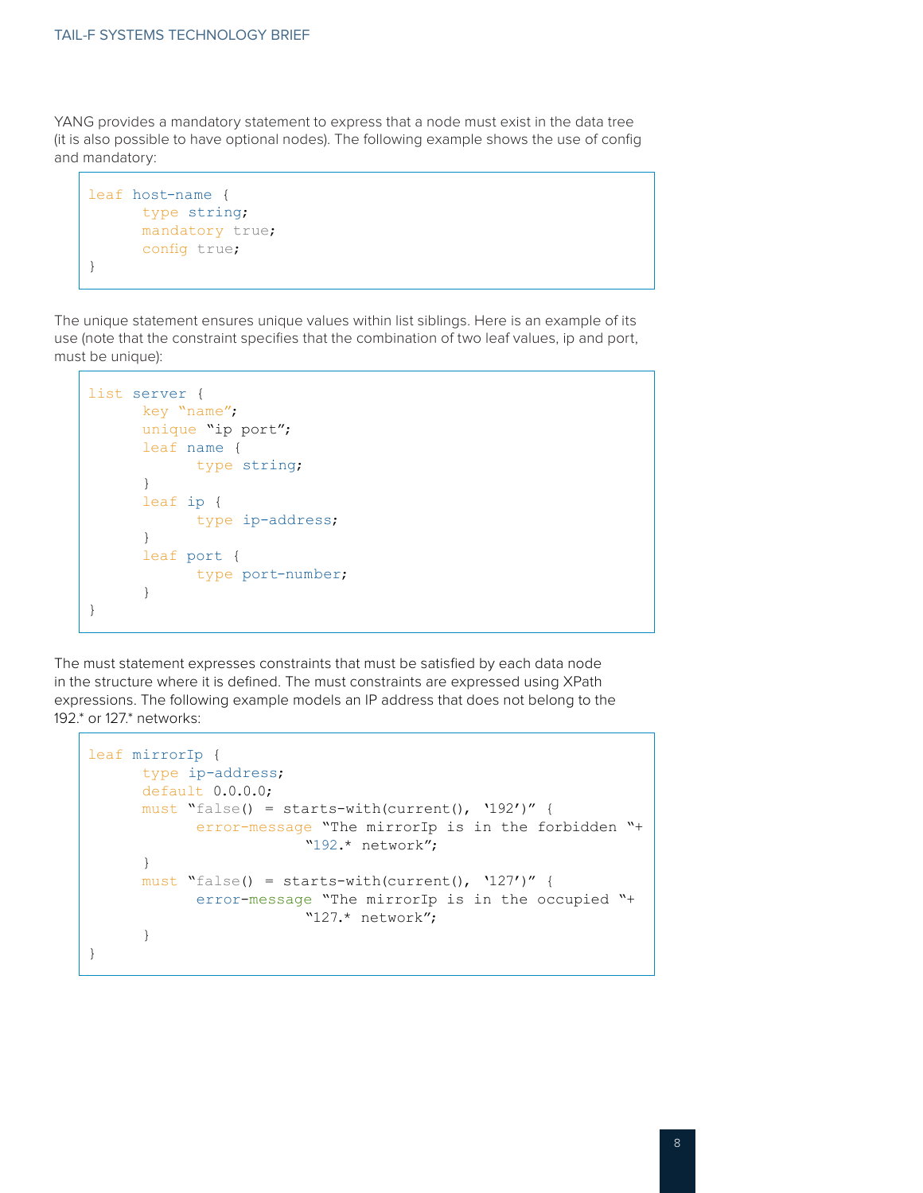YANG provides a mandatory statement to express that a node must exist in the data tree (it is also possible to have optional nodes). The following example shows the use of config and mandatory:

```
leaf host-name {
      type string;
      mandatory true;
      config true;
}
```

The unique statement ensures unique values within list siblings. Here is an example of its use (note that the constraint specifies that the combination of two leaf values, ip and port, must be unique):

```
list server {
      key "name";
      unique "ip port";
      leaf name {
            type string;
      }
      leaf ip {
            type ip-address;
      }
      leaf port {
            type port-number;
      }
}
```

The must statement expresses constraints that must be satisfied by each data node in the structure where it is defined. The must constraints are expressed using XPath expressions. The following example models an IP address that does not belong to the 192.* or 127.* networks:

```
leaf mirrorIp {
      type ip-address;
      default 0.0.0.0;
      must "false() = starts-with(current(), '192')" {
            error-message "The mirrorIp is in the forbidden "+
                        "192.* network";
      }
      must "false() = starts-with(current(), '127')" {
            error-message "The mirrorIp is in the occupied "+
                        "127.* network";
      }
}
```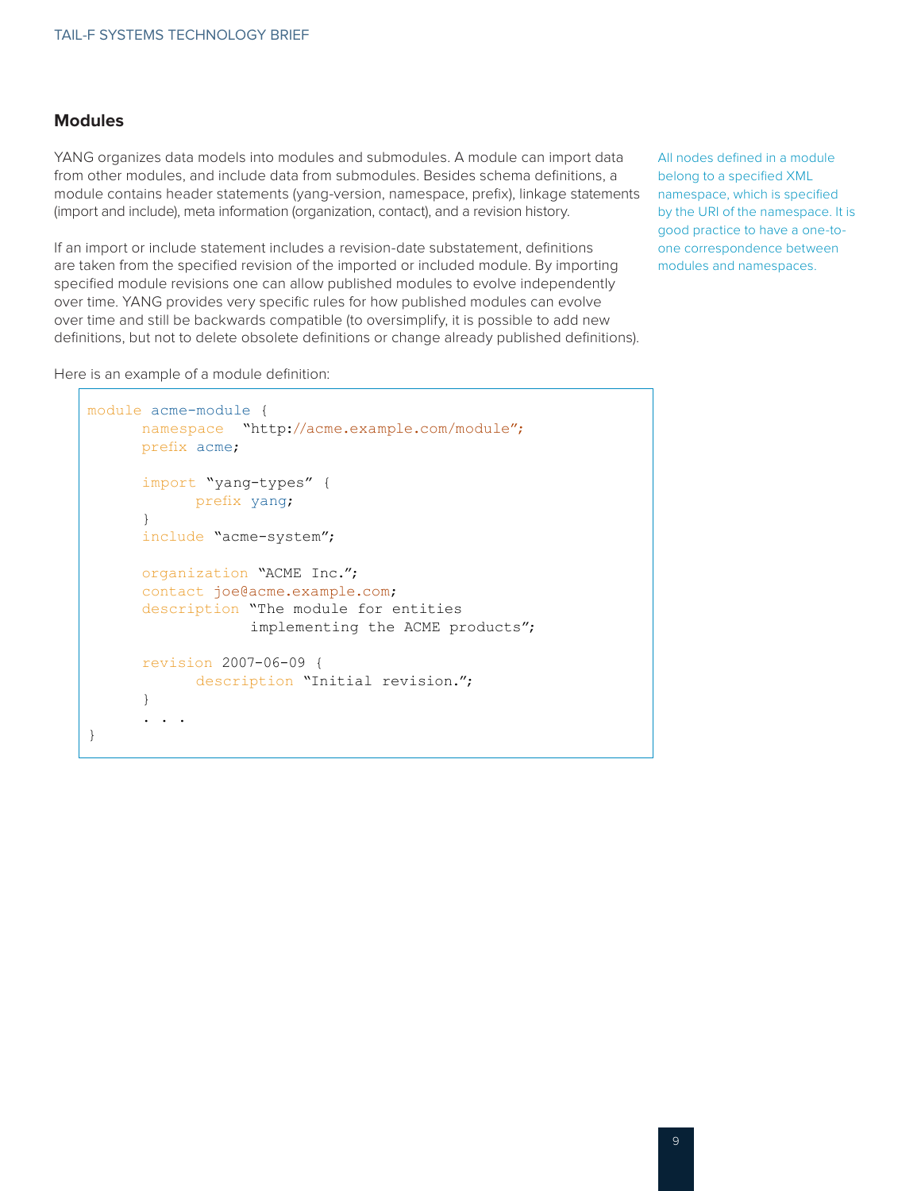## Modules

YANG organizes data models into modules and submodules. A module can import data from other modules, and include data from submodules. Besides schema definitions, a module contains header statements (yang-version, namespace, prefix), linkage statements (import and include), meta information (organization, contact), and a revision history.

All nodes defined in a module belong to a specified XML namespace, which is specified by the URI of the namespace. It is good practice to have a one-to-one correspondence between modules and namespaces.

If an import or include statement includes a revision-date substatement, definitions are taken from the specified revision of the imported or included module. By importing specified module revisions one can allow published modules to evolve independently over time. YANG provides very specific rules for how published modules can evolve over time and still be backwards compatible (to oversimplify, it is possible to add new definitions, but not to delete obsolete definitions or change already published definitions).

Here is an example of a module definition:

```
module acme-module {
      namespace  "http://acme.example.com/module";
      prefix acme;

      import "yang-types" {
            prefix yang;
      }
      include "acme-system";

      organization "ACME Inc.";
      contact joe@acme.example.com;
      description "The module for entities
                   implementing the ACME products";

      revision 2007-06-09 {
            description "Initial revision.";
      }
      . . .
}
```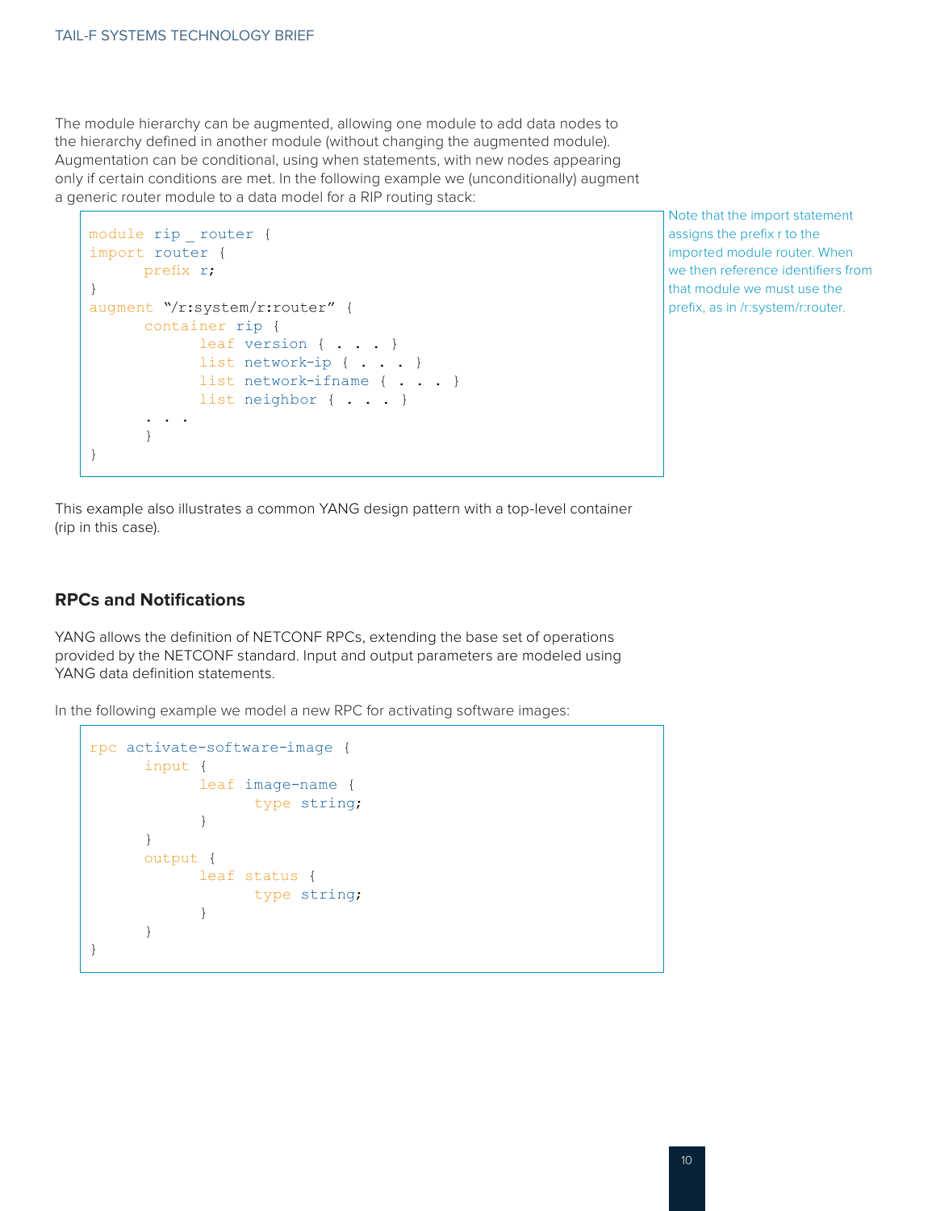The module hierarchy can be augmented, allowing one module to add data nodes to the hierarchy defined in another module (without changing the augmented module). Augmentation can be conditional, using when statements, with new nodes appearing only if certain conditions are met. In the following example we (unconditionally) augment a generic router module to a data model for a RIP routing stack:

```
module rip _ router {
import router {
      prefix r;
}
augment "/r:system/r:router" {
      container rip {
            leaf version { . . . }
            list network-ip { . . . }
            list network-ifname { . . . }
            list neighbor { . . . }
      . . .
      }
}
```

Note that the import statement assigns the prefix r to the imported module router. When we then reference identifiers from that module we must use the prefix, as in /r:system/r:router.

This example also illustrates a common YANG design pattern with a top-level container (rip in this case).

## RPCs and Notifications

YANG allows the definition of NETCONF RPCs, extending the base set of operations provided by the NETCONF standard. Input and output parameters are modeled using YANG data definition statements.

In the following example we model a new RPC for activating software images:

```
rpc activate-software-image {
      input {
            leaf image-name {
                  type string;
            }
      }
      output {
            leaf status {
                  type string;
            }
      }
}
```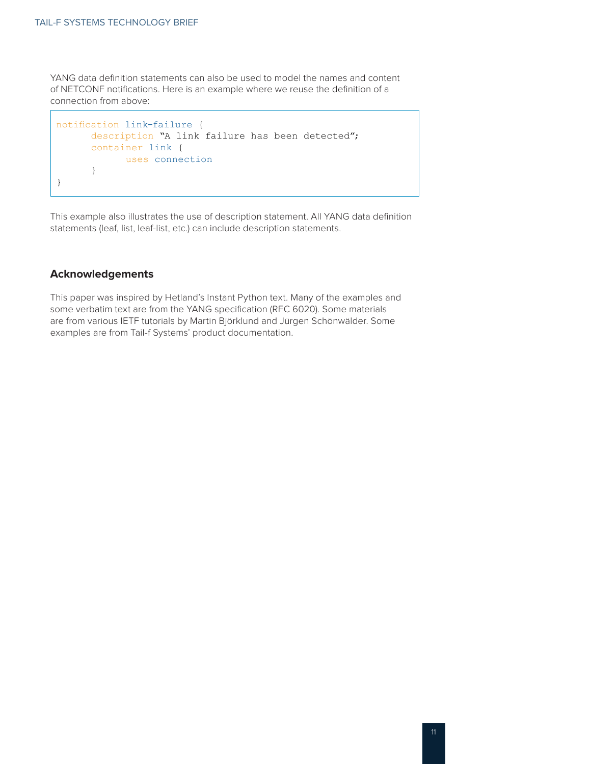YANG data definition statements can also be used to model the names and content of NETCONF notifications. Here is an example where we reuse the definition of a connection from above:

```
notification link-failure {
      description "A link failure has been detected";
      container link {
            uses connection
      }
}
```

This example also illustrates the use of description statement. All YANG data definition statements (leaf, list, leaf-list, etc.) can include description statements.

## Acknowledgements

This paper was inspired by Hetland's Instant Python text. Many of the examples and some verbatim text are from the YANG specification (RFC 6020). Some materials are from various IETF tutorials by Martin Björklund and Jürgen Schönwälder. Some examples are from Tail-f Systems' product documentation.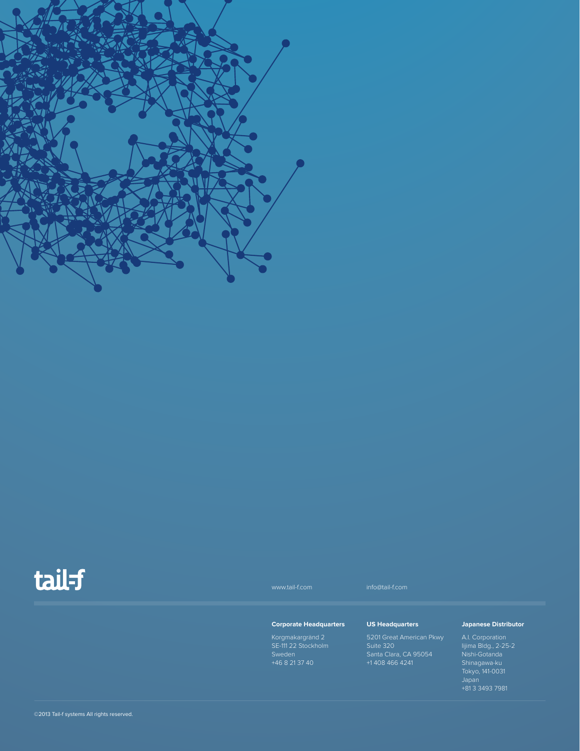tail-f

www.tail-f.com

info@tail-f.com

**Corporate Headquarters**

Korgmakargränd 2
SE-111 22 Stockholm
Sweden
+46 8 21 37 40

**US Headquarters**

5201 Great American Pkwy
Suite 320
Santa Clara, CA 95054
+1 408 466 4241

**Japanese Distributor**

A.I. Corporation
Iijima Bldg., 2-25-2
Nishi-Gotanda
Shinagawa-ku
Tokyo, 141-0031
Japan
+81 3 3493 7981

©2013 Tail-f systems All rights reserved.